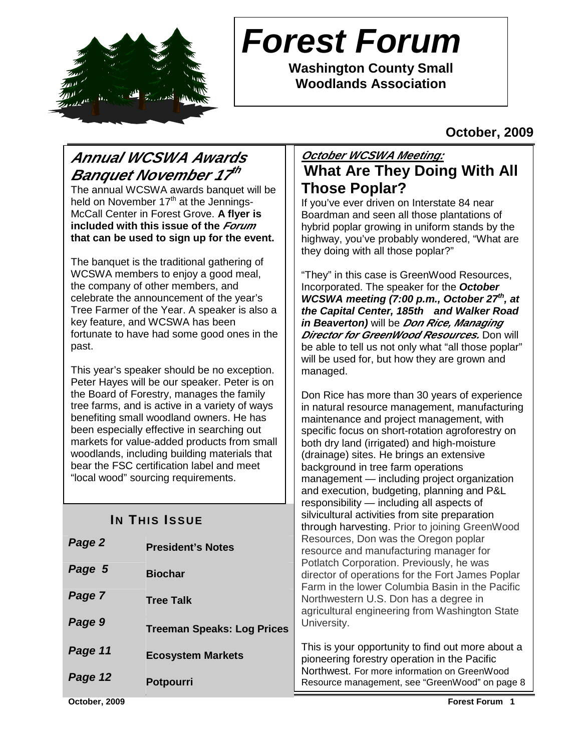# Forest Forum

**Washington County Small Woodlands Association**

**October, 2009**

## *Annual WCSWA Awards Banquet November 17th*

The annual WCSWA awards banquet will be held on November 17th at the Jennings-McCall Center in Forest Grove. **A flyer is included with this issue of the *Forum* that can be used to sign up for the event.**

The banquet is the traditional gathering of WCSWA members to enjoy a good meal, the company of other members, and celebrate the announcement of the year's Tree Farmer of the Year. A speaker is also a key feature, and WCSWA has been fortunate to have had some good ones in the past.

This year's speaker should be no exception. Peter Hayes will be our speaker. Peter is on the Board of Forestry, manages the family tree farms, and is active in a variety of ways benefiting small woodland owners. He has been especially effective in searching out markets for value-added products from small woodlands, including building materials that bear the FSC certification label and meet "local wood" sourcing requirements.

### IN THIS ISSUE

| | |
|---|---|
| *Page 2* | President's Notes |
| *Page 5* | Biochar |
| *Page 7* | Tree Talk |
| *Page 9* | Treeman Speaks: Log Prices |
| *Page 11* | Ecosystem Markets |
| *Page 12* | Potpourri |

## *October WCSWA Meeting:* What Are They Doing With All Those Poplar?

If you've ever driven on Interstate 84 near Boardman and seen all those plantations of hybrid poplar growing in uniform stands by the highway, you've probably wondered, "What are they doing with all those poplar?"

"They" in this case is GreenWood Resources, Incorporated. The speaker for the ***October WCSWA meeting (7:00 p.m., October 27th, at the Capital Center, 185th and Walker Road in Beaverton)*** will be ***Don Rice, Managing Director for GreenWood Resources.*** Don will be able to tell us not only what "all those poplar" will be used for, but how they are grown and managed.

Don Rice has more than 30 years of experience in natural resource management, manufacturing maintenance and project management, with specific focus on short-rotation agroforestry on both dry land (irrigated) and high-moisture (drainage) sites. He brings an extensive background in tree farm operations management — including project organization and execution, budgeting, planning and P&L responsibility — including all aspects of silvicultural activities from site preparation through harvesting. Prior to joining GreenWood Resources, Don was the Oregon poplar resource and manufacturing manager for Potlatch Corporation. Previously, he was director of operations for the Fort James Poplar Farm in the lower Columbia Basin in the Pacific Northwestern U.S. Don has a degree in agricultural engineering from Washington State University.

This is your opportunity to find out more about a pioneering forestry operation in the Pacific Northwest. For more information on GreenWood Resource management, see "GreenWood" on page 8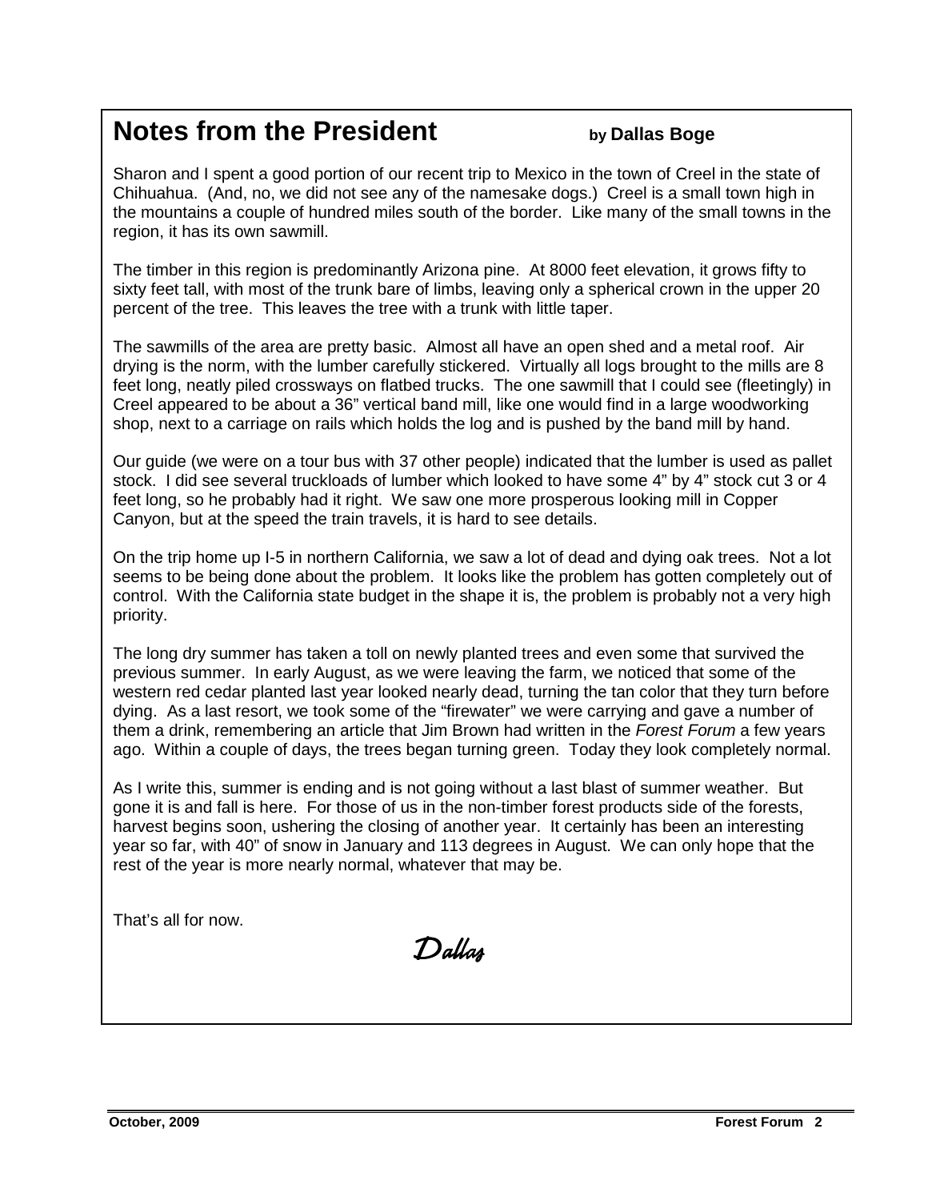## Notes from the President

**by Dallas Boge**

Sharon and I spent a good portion of our recent trip to Mexico in the town of Creel in the state of Chihuahua. (And, no, we did not see any of the namesake dogs.) Creel is a small town high in the mountains a couple of hundred miles south of the border. Like many of the small towns in the region, it has its own sawmill.

The timber in this region is predominantly Arizona pine. At 8000 feet elevation, it grows fifty to sixty feet tall, with most of the trunk bare of limbs, leaving only a spherical crown in the upper 20 percent of the tree. This leaves the tree with a trunk with little taper.

The sawmills of the area are pretty basic. Almost all have an open shed and a metal roof. Air drying is the norm, with the lumber carefully stickered. Virtually all logs brought to the mills are 8 feet long, neatly piled crossways on flatbed trucks. The one sawmill that I could see (fleetingly) in Creel appeared to be about a 36" vertical band mill, like one would find in a large woodworking shop, next to a carriage on rails which holds the log and is pushed by the band mill by hand.

Our guide (we were on a tour bus with 37 other people) indicated that the lumber is used as pallet stock. I did see several truckloads of lumber which looked to have some 4" by 4" stock cut 3 or 4 feet long, so he probably had it right. We saw one more prosperous looking mill in Copper Canyon, but at the speed the train travels, it is hard to see details.

On the trip home up I-5 in northern California, we saw a lot of dead and dying oak trees. Not a lot seems to be being done about the problem. It looks like the problem has gotten completely out of control. With the California state budget in the shape it is, the problem is probably not a very high priority.

The long dry summer has taken a toll on newly planted trees and even some that survived the previous summer. In early August, as we were leaving the farm, we noticed that some of the western red cedar planted last year looked nearly dead, turning the tan color that they turn before dying. As a last resort, we took some of the "firewater" we were carrying and gave a number of them a drink, remembering an article that Jim Brown had written in the *Forest Forum* a few years ago. Within a couple of days, the trees began turning green. Today they look completely normal.

As I write this, summer is ending and is not going without a last blast of summer weather. But gone it is and fall is here. For those of us in the non-timber forest products side of the forests, harvest begins soon, ushering the closing of another year. It certainly has been an interesting year so far, with 40" of snow in January and 113 degrees in August. We can only hope that the rest of the year is more nearly normal, whatever that may be.

That's all for now.

*Dallas*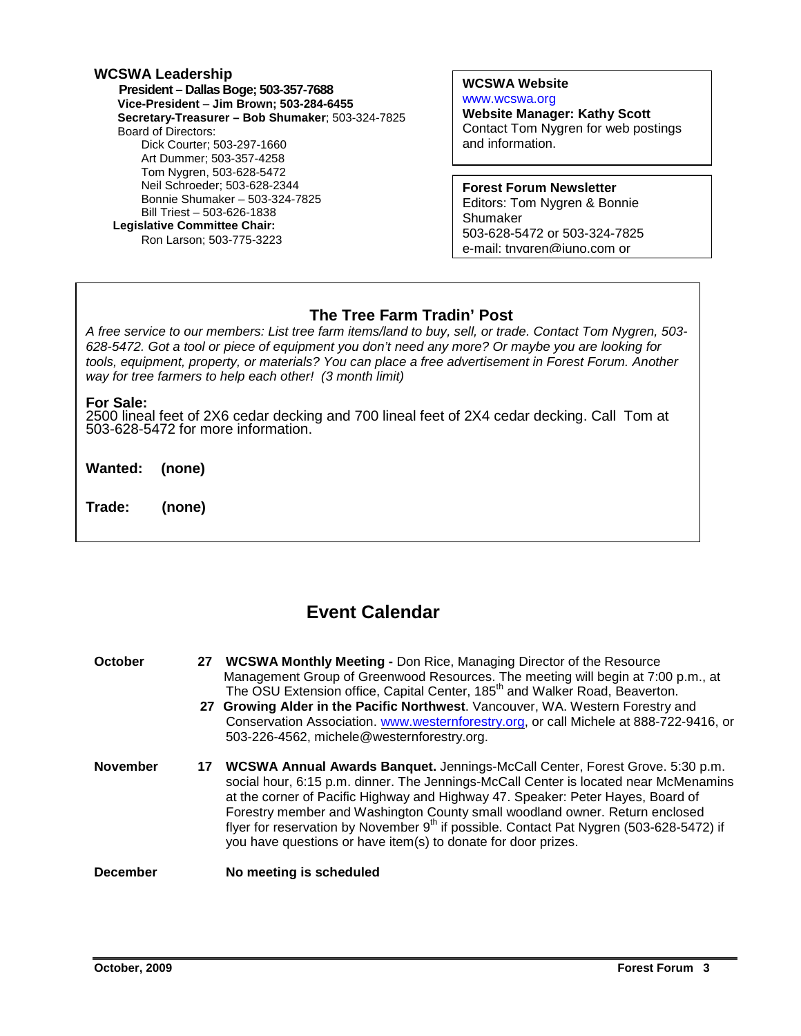## WCSWA Leadership

**President – Dallas Boge; 503-357-7688**
**Vice-President – Jim Brown; 503-284-6455**
**Secretary-Treasurer – Bob Shumaker**; 503-324-7825
Board of Directors:
- Dick Courter; 503-297-1660
- Art Dummer; 503-357-4258
- Tom Nygren, 503-628-5472
- Neil Schroeder; 503-628-2344
- Bonnie Shumaker – 503-324-7825
- Bill Triest – 503-626-1838

**Legislative Committee Chair:**
Ron Larson; 503-775-3223

**WCSWA Website**
www.wcswa.org
**Website Manager: Kathy Scott**
Contact Tom Nygren for web postings and information.

**Forest Forum Newsletter**
Editors: Tom Nygren & Bonnie Shumaker
503-628-5472 or 503-324-7825
e-mail: tnygren@juno.com or

## The Tree Farm Tradin' Post

*A free service to our members: List tree farm items/land to buy, sell, or trade. Contact Tom Nygren, 503-628-5472. Got a tool or piece of equipment you don't need any more? Or maybe you are looking for tools, equipment, property, or materials? You can place a free advertisement in Forest Forum. Another way for tree farmers to help each other! (3 month limit)*

**For Sale:**
2500 lineal feet of 2X6 cedar decking and 700 lineal feet of 2X4 cedar decking. Call Tom at 503-628-5472 for more information.

**Wanted: (none)**

**Trade: (none)**

## Event Calendar

**October**

**27** **WCSWA Monthly Meeting -** Don Rice, Managing Director of the Resource Management Group of Greenwood Resources. The meeting will begin at 7:00 p.m., at The OSU Extension office, Capital Center, 185th and Walker Road, Beaverton.

**27** **Growing Alder in the Pacific Northwest**. Vancouver, WA. Western Forestry and Conservation Association. www.westernforestry.org, or call Michele at 888-722-9416, or 503-226-4562, michele@westernforestry.org.

**November**

**17** **WCSWA Annual Awards Banquet.** Jennings-McCall Center, Forest Grove. 5:30 p.m. social hour, 6:15 p.m. dinner. The Jennings-McCall Center is located near McMenamins at the corner of Pacific Highway and Highway 47. Speaker: Peter Hayes, Board of Forestry member and Washington County small woodland owner. Return enclosed flyer for reservation by November 9th if possible. Contact Pat Nygren (503-628-5472) if you have questions or have item(s) to donate for door prizes.

**December**

**No meeting is scheduled**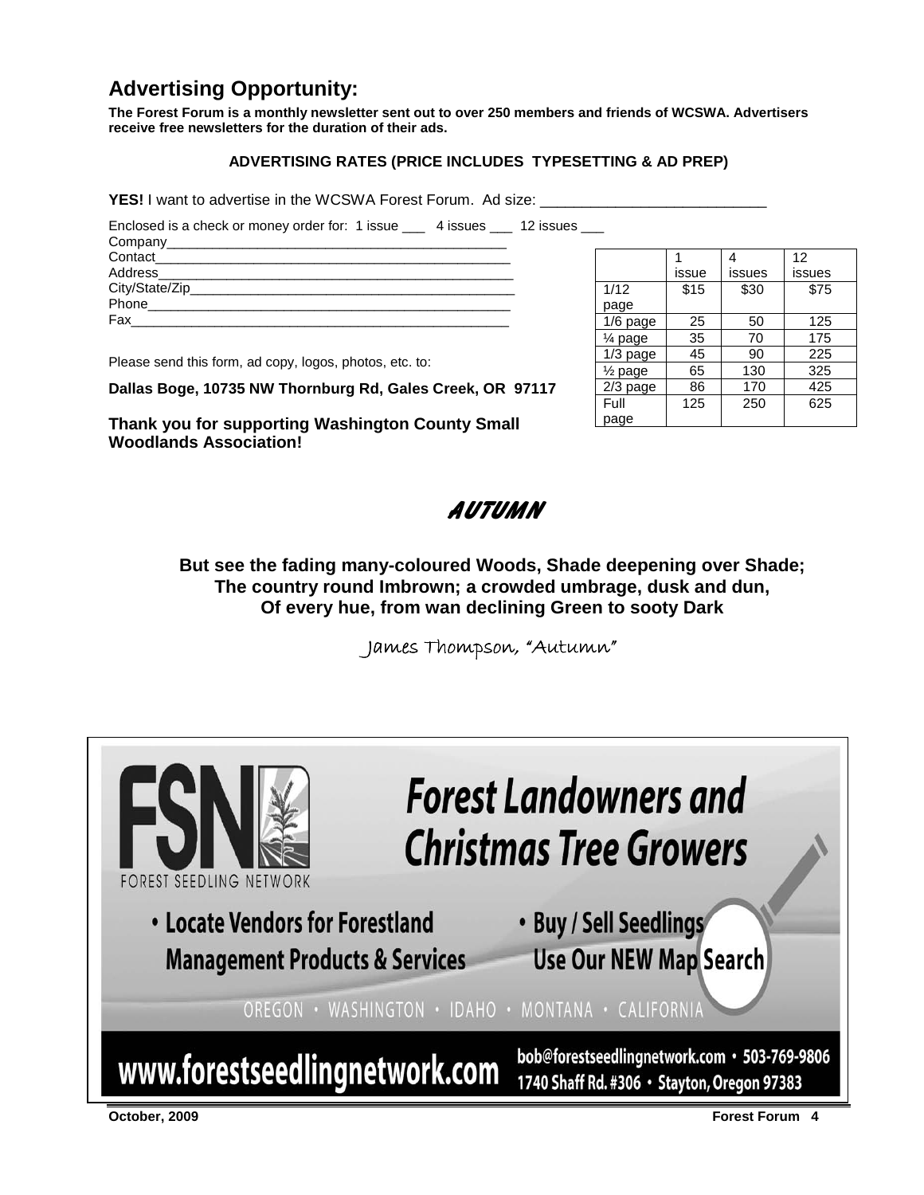## Advertising Opportunity:

**The Forest Forum is a monthly newsletter sent out to over 250 members and friends of WCSWA. Advertisers receive free newsletters for the duration of their ads.**

**ADVERTISING RATES (PRICE INCLUDES TYPESETTING & AD PREP)**

**YES!** I want to advertise in the WCSWA Forest Forum. Ad size: ___________________________

Enclosed is a check or money order for: 1 issue ___ 4 issues ___ 12 issues ___

Company_______________________________________________

Contact_______________________________________________

Address_______________________________________________

City/State/Zip__________________________________________

Phone_________________________________________________

Fax___________________________________________________

| | 1 issue | 4 issues | 12 issues |
|---|---|---|---|
| 1/12 page | $15 | $30 | $75 |
| 1/6 page | 25 | 50 | 125 |
| ¼ page | 35 | 70 | 175 |
| 1/3 page | 45 | 90 | 225 |
| ½ page | 65 | 130 | 325 |
| 2/3 page | 86 | 170 | 425 |
| Full page | 125 | 250 | 625 |

Please send this form, ad copy, logos, photos, etc. to:

**Dallas Boge, 10735 NW Thornburg Rd, Gales Creek, OR 97117**

**Thank you for supporting Washington County Small Woodlands Association!**

## AUTUMN

**But see the fading many-coloured Woods, Shade deepening over Shade;**
**The country round Imbrown; a crowded umbrage, dusk and dun,**
**Of every hue, from wan declining Green to sooty Dark**

*James Thompson, "Autumn"*

FSN FOREST SEEDLING NETWORK

**Forest Landowners and Christmas Tree Growers**

- **Locate Vendors for Forestland Management Products & Services**
- **Buy / Sell Seedlings Use Our NEW Map Search**

OREGON • WASHINGTON • IDAHO • MONTANA • CALIFORNIA

**www.forestseedlingnetwork.com** bob@forestseedlingnetwork.com • 503-769-9806 1740 Shaff Rd. #306 • Stayton, Oregon 97383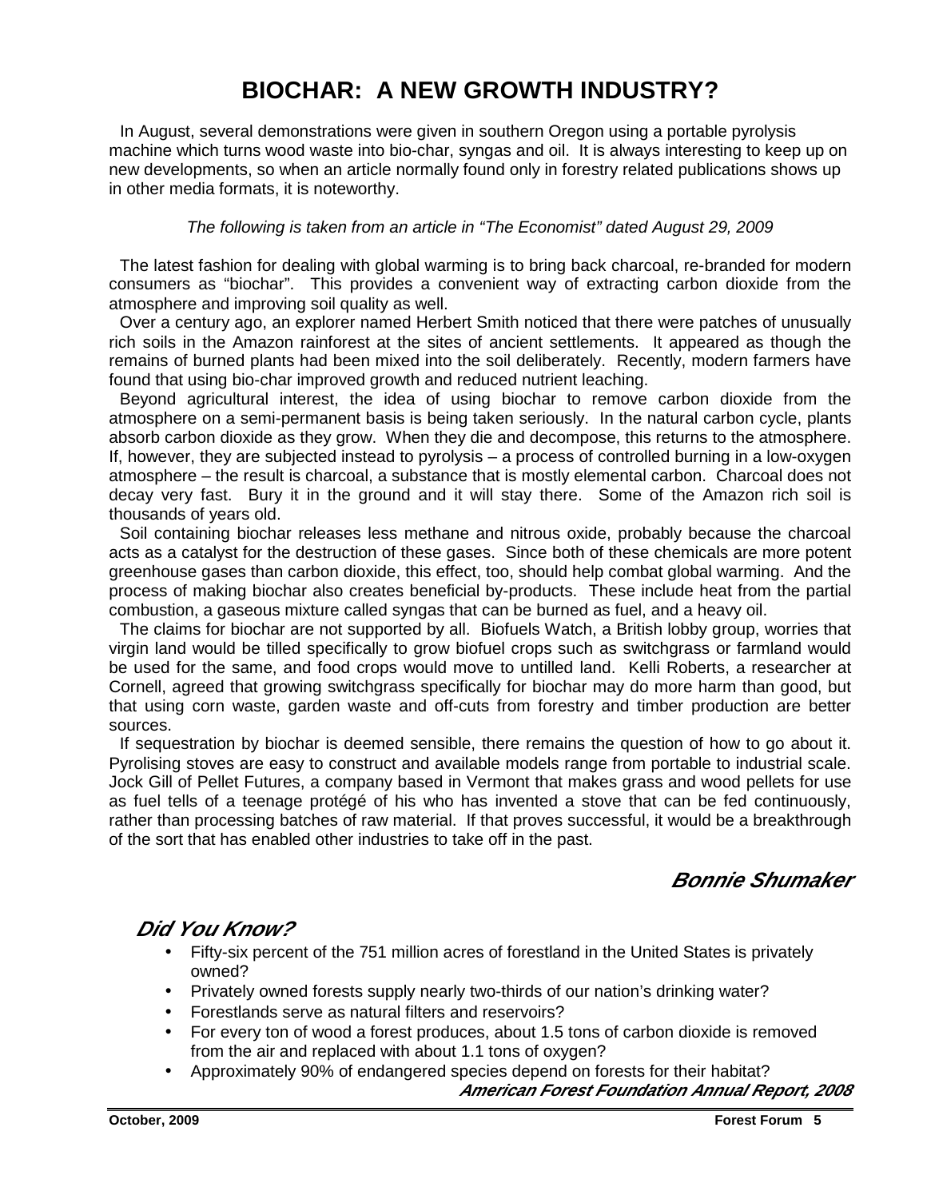# BIOCHAR: A NEW GROWTH INDUSTRY?

In August, several demonstrations were given in southern Oregon using a portable pyrolysis machine which turns wood waste into bio-char, syngas and oil. It is always interesting to keep up on new developments, so when an article normally found only in forestry related publications shows up in other media formats, it is noteworthy.

*The following is taken from an article in "The Economist" dated August 29, 2009*

The latest fashion for dealing with global warming is to bring back charcoal, re-branded for modern consumers as "biochar". This provides a convenient way of extracting carbon dioxide from the atmosphere and improving soil quality as well.

Over a century ago, an explorer named Herbert Smith noticed that there were patches of unusually rich soils in the Amazon rainforest at the sites of ancient settlements. It appeared as though the remains of burned plants had been mixed into the soil deliberately. Recently, modern farmers have found that using bio-char improved growth and reduced nutrient leaching.

Beyond agricultural interest, the idea of using biochar to remove carbon dioxide from the atmosphere on a semi-permanent basis is being taken seriously. In the natural carbon cycle, plants absorb carbon dioxide as they grow. When they die and decompose, this returns to the atmosphere. If, however, they are subjected instead to pyrolysis – a process of controlled burning in a low-oxygen atmosphere – the result is charcoal, a substance that is mostly elemental carbon. Charcoal does not decay very fast. Bury it in the ground and it will stay there. Some of the Amazon rich soil is thousands of years old.

Soil containing biochar releases less methane and nitrous oxide, probably because the charcoal acts as a catalyst for the destruction of these gases. Since both of these chemicals are more potent greenhouse gases than carbon dioxide, this effect, too, should help combat global warming. And the process of making biochar also creates beneficial by-products. These include heat from the partial combustion, a gaseous mixture called syngas that can be burned as fuel, and a heavy oil.

The claims for biochar are not supported by all. Biofuels Watch, a British lobby group, worries that virgin land would be tilled specifically to grow biofuel crops such as switchgrass or farmland would be used for the same, and food crops would move to untilled land. Kelli Roberts, a researcher at Cornell, agreed that growing switchgrass specifically for biochar may do more harm than good, but that using corn waste, garden waste and off-cuts from forestry and timber production are better sources.

If sequestration by biochar is deemed sensible, there remains the question of how to go about it. Pyrolising stoves are easy to construct and available models range from portable to industrial scale. Jock Gill of Pellet Futures, a company based in Vermont that makes grass and wood pellets for use as fuel tells of a teenage protégé of his who has invented a stove that can be fed continuously, rather than processing batches of raw material. If that proves successful, it would be a breakthrough of the sort that has enabled other industries to take off in the past.

***Bonnie Shumaker***

## *Did You Know?*

- Fifty-six percent of the 751 million acres of forestland in the United States is privately owned?
- Privately owned forests supply nearly two-thirds of our nation's drinking water?
- Forestlands serve as natural filters and reservoirs?
- For every ton of wood a forest produces, about 1.5 tons of carbon dioxide is removed from the air and replaced with about 1.1 tons of oxygen?
- Approximately 90% of endangered species depend on forests for their habitat?

***American Forest Foundation Annual Report, 2008***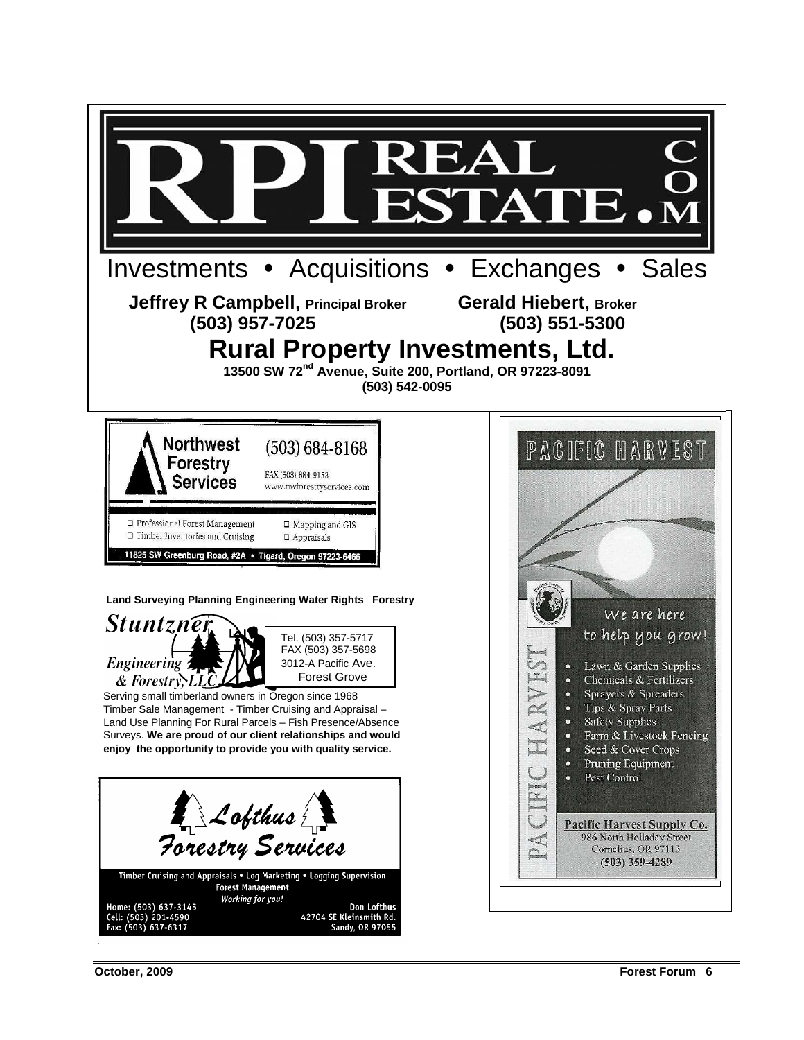# RPI REAL ESTATE.COM

Investments • Acquisitions • Exchanges • Sales

**Jeffrey R Campbell, Principal Broker** **(503) 957-7025**

**Gerald Hiebert, Broker** **(503) 551-5300**

## Rural Property Investments, Ltd.

**13500 SW 72nd Avenue, Suite 200, Portland, OR 97223-8091**
**(503) 542-0095**

---

**Northwest Forestry Services**

(503) 684-8168

FAX (503) 684-9158
www.nwforestryservices.com

- Professional Forest Management
- Timber Inventories and Cruising
- Mapping and GIS
- Appraisals

11825 SW Greenburg Road, #2A • Tigard, Oregon 97223-6466

---

**Land Surveying Planning Engineering Water Rights Forestry**

*Stuntzner Engineering & Forestry, LLC*

Tel. (503) 357-5717
FAX (503) 357-5698
3012-A Pacific Ave.
Forest Grove

Serving small timberland owners in Oregon since 1968
Timber Sale Management - Timber Cruising and Appraisal – Land Use Planning For Rural Parcels – Fish Presence/Absence Surveys. **We are proud of our client relationships and would enjoy the opportunity to provide you with quality service.**

---

*Lofthus Forestry Services*

Timber Cruising and Appraisals • Log Marketing • Logging Supervision
Forest Management
*Working for you!*

Home: (503) 637-3145
Cell: (503) 201-4590
Fax: (503) 637-6317

Don Lofthus
42704 SE Kleinsmith Rd.
Sandy, OR 97055

---

**PACIFIC HARVEST**

*We are here to help you grow!*

- Lawn & Garden Supplies
- Chemicals & Fertilizers
- Sprayers & Spreaders
- Tips & Spray Parts
- Safety Supplies
- Farm & Livestock Fencing
- Seed & Cover Crops
- Pruning Equipment
- Pest Control

**Pacific Harvest Supply Co.**
986 North Holladay Street
Cornelius, OR 97113
(503) 359-4289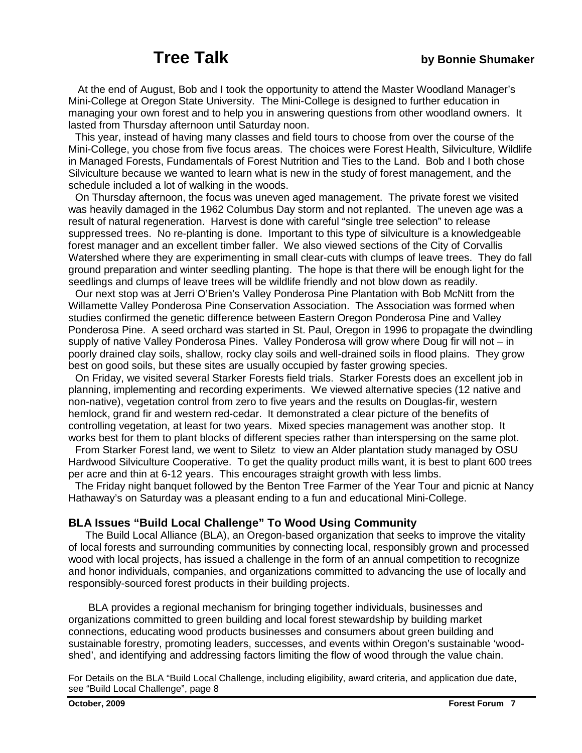# Tree Talk

**by Bonnie Shumaker**

At the end of August, Bob and I took the opportunity to attend the Master Woodland Manager's Mini-College at Oregon State University. The Mini-College is designed to further education in managing your own forest and to help you in answering questions from other woodland owners. It lasted from Thursday afternoon until Saturday noon.

This year, instead of having many classes and field tours to choose from over the course of the Mini-College, you chose from five focus areas. The choices were Forest Health, Silviculture, Wildlife in Managed Forests, Fundamentals of Forest Nutrition and Ties to the Land. Bob and I both chose Silviculture because we wanted to learn what is new in the study of forest management, and the schedule included a lot of walking in the woods.

On Thursday afternoon, the focus was uneven aged management. The private forest we visited was heavily damaged in the 1962 Columbus Day storm and not replanted. The uneven age was a result of natural regeneration. Harvest is done with careful "single tree selection" to release suppressed trees. No re-planting is done. Important to this type of silviculture is a knowledgeable forest manager and an excellent timber faller. We also viewed sections of the City of Corvallis Watershed where they are experimenting in small clear-cuts with clumps of leave trees. They do fall ground preparation and winter seedling planting. The hope is that there will be enough light for the seedlings and clumps of leave trees will be wildlife friendly and not blow down as readily.

Our next stop was at Jerri O'Brien's Valley Ponderosa Pine Plantation with Bob McNitt from the Willamette Valley Ponderosa Pine Conservation Association. The Association was formed when studies confirmed the genetic difference between Eastern Oregon Ponderosa Pine and Valley Ponderosa Pine. A seed orchard was started in St. Paul, Oregon in 1996 to propagate the dwindling supply of native Valley Ponderosa Pines. Valley Ponderosa will grow where Doug fir will not – in poorly drained clay soils, shallow, rocky clay soils and well-drained soils in flood plains. They grow best on good soils, but these sites are usually occupied by faster growing species.

On Friday, we visited several Starker Forests field trials. Starker Forests does an excellent job in planning, implementing and recording experiments. We viewed alternative species (12 native and non-native), vegetation control from zero to five years and the results on Douglas-fir, western hemlock, grand fir and western red-cedar. It demonstrated a clear picture of the benefits of controlling vegetation, at least for two years. Mixed species management was another stop. It works best for them to plant blocks of different species rather than interspersing on the same plot.

From Starker Forest land, we went to Siletz to view an Alder plantation study managed by OSU Hardwood Silviculture Cooperative. To get the quality product mills want, it is best to plant 600 trees per acre and thin at 6-12 years. This encourages straight growth with less limbs.

The Friday night banquet followed by the Benton Tree Farmer of the Year Tour and picnic at Nancy Hathaway's on Saturday was a pleasant ending to a fun and educational Mini-College.

## BLA Issues "Build Local Challenge" To Wood Using Community

The Build Local Alliance (BLA), an Oregon-based organization that seeks to improve the vitality of local forests and surrounding communities by connecting local, responsibly grown and processed wood with local projects, has issued a challenge in the form of an annual competition to recognize and honor individuals, companies, and organizations committed to advancing the use of locally and responsibly-sourced forest products in their building projects.

BLA provides a regional mechanism for bringing together individuals, businesses and organizations committed to green building and local forest stewardship by building market connections, educating wood products businesses and consumers about green building and sustainable forestry, promoting leaders, successes, and events within Oregon's sustainable 'wood-shed', and identifying and addressing factors limiting the flow of wood through the value chain.

For Details on the BLA "Build Local Challenge, including eligibility, award criteria, and application due date, see "Build Local Challenge", page 8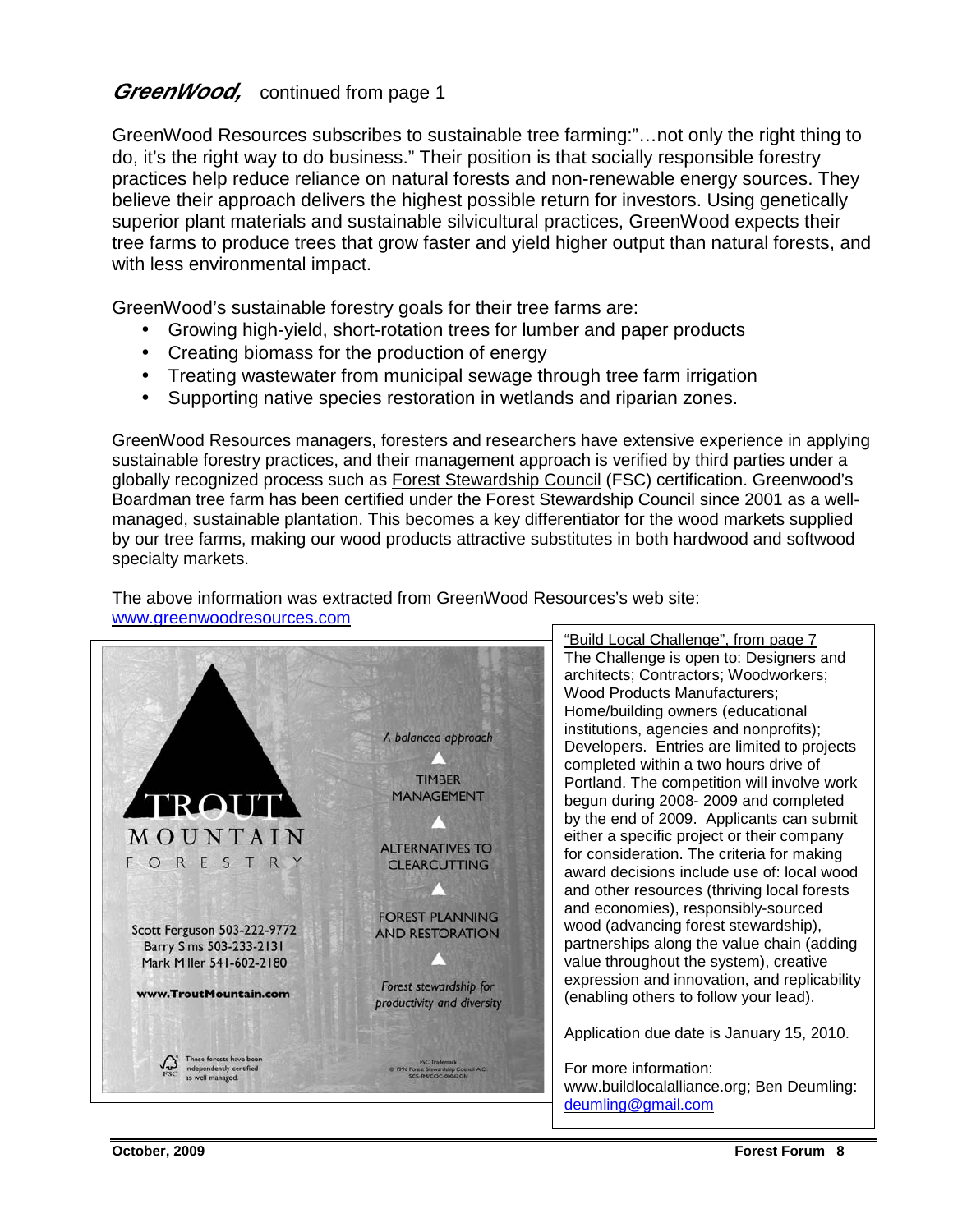## *GreenWood,* continued from page 1

GreenWood Resources subscribes to sustainable tree farming:"…not only the right thing to do, it's the right way to do business." Their position is that socially responsible forestry practices help reduce reliance on natural forests and non-renewable energy sources. They believe their approach delivers the highest possible return for investors. Using genetically superior plant materials and sustainable silvicultural practices, GreenWood expects their tree farms to produce trees that grow faster and yield higher output than natural forests, and with less environmental impact.

GreenWood's sustainable forestry goals for their tree farms are:

- Growing high-yield, short-rotation trees for lumber and paper products
- Creating biomass for the production of energy
- Treating wastewater from municipal sewage through tree farm irrigation
- Supporting native species restoration in wetlands and riparian zones.

GreenWood Resources managers, foresters and researchers have extensive experience in applying sustainable forestry practices, and their management approach is verified by third parties under a globally recognized process such as Forest Stewardship Council (FSC) certification. Greenwood's Boardman tree farm has been certified under the Forest Stewardship Council since 2001 as a well-managed, sustainable plantation. This becomes a key differentiator for the wood markets supplied by our tree farms, making our wood products attractive substitutes in both hardwood and softwood specialty markets.

The above information was extracted from GreenWood Resources's web site: www.greenwoodresources.com

TROUT MOUNTAIN FORESTRY

Scott Ferguson 503-222-9772
Barry Sims 503-233-2131
Mark Miller 541-602-2180

www.TroutMountain.com

*A balanced approach*

TIMBER MANAGEMENT

ALTERNATIVES TO CLEARCUTTING

FOREST PLANNING AND RESTORATION

*Forest stewardship for productivity and diversity*

FSC These forests have been independently certified as well managed.

FSC Trademark © 1996 Forest Stewardship Council A.C. SCS-FM/COC-00062GN

"Build Local Challenge", from page 7

The Challenge is open to: Designers and architects; Contractors; Woodworkers; Wood Products Manufacturers; Home/building owners (educational institutions, agencies and nonprofits); Developers. Entries are limited to projects completed within a two hours drive of Portland. The competition will involve work begun during 2008- 2009 and completed by the end of 2009. Applicants can submit either a specific project or their company for consideration. The criteria for making award decisions include use of: local wood and other resources (thriving local forests and economies), responsibly-sourced wood (advancing forest stewardship), partnerships along the value chain (adding value throughout the system), creative expression and innovation, and replicability (enabling others to follow your lead).

Application due date is January 15, 2010.

For more information: www.buildlocalalliance.org; Ben Deumling: deumling@gmail.com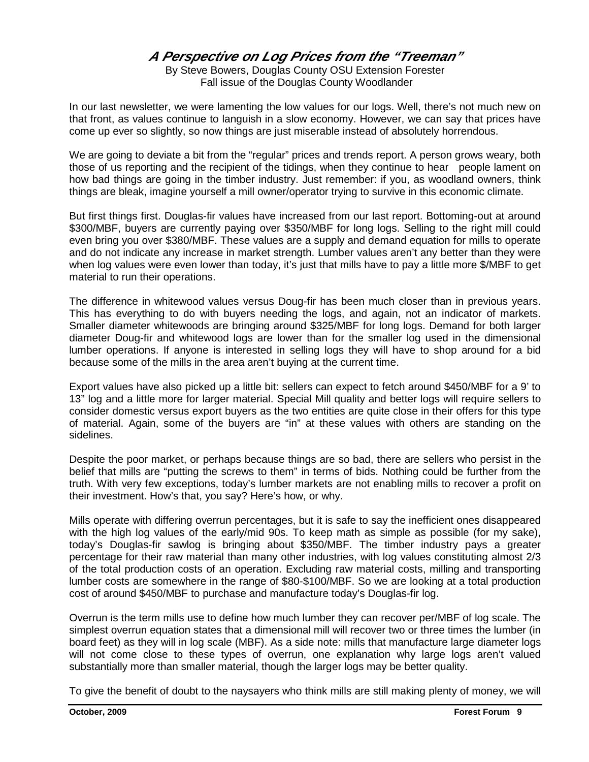# *A Perspective on Log Prices from the "Treeman"*

By Steve Bowers, Douglas County OSU Extension Forester
Fall issue of the Douglas County Woodlander

In our last newsletter, we were lamenting the low values for our logs. Well, there's not much new on that front, as values continue to languish in a slow economy. However, we can say that prices have come up ever so slightly, so now things are just miserable instead of absolutely horrendous.

We are going to deviate a bit from the "regular" prices and trends report. A person grows weary, both those of us reporting and the recipient of the tidings, when they continue to hear people lament on how bad things are going in the timber industry. Just remember: if you, as woodland owners, think things are bleak, imagine yourself a mill owner/operator trying to survive in this economic climate.

But first things first. Douglas-fir values have increased from our last report. Bottoming-out at around \$300/MBF, buyers are currently paying over \$350/MBF for long logs. Selling to the right mill could even bring you over \$380/MBF. These values are a supply and demand equation for mills to operate and do not indicate any increase in market strength. Lumber values aren't any better than they were when log values were even lower than today, it's just that mills have to pay a little more \$/MBF to get material to run their operations.

The difference in whitewood values versus Doug-fir has been much closer than in previous years. This has everything to do with buyers needing the logs, and again, not an indicator of markets. Smaller diameter whitewoods are bringing around \$325/MBF for long logs. Demand for both larger diameter Doug-fir and whitewood logs are lower than for the smaller log used in the dimensional lumber operations. If anyone is interested in selling logs they will have to shop around for a bid because some of the mills in the area aren't buying at the current time.

Export values have also picked up a little bit: sellers can expect to fetch around \$450/MBF for a 9' to 13" log and a little more for larger material. Special Mill quality and better logs will require sellers to consider domestic versus export buyers as the two entities are quite close in their offers for this type of material. Again, some of the buyers are "in" at these values with others are standing on the sidelines.

Despite the poor market, or perhaps because things are so bad, there are sellers who persist in the belief that mills are "putting the screws to them" in terms of bids. Nothing could be further from the truth. With very few exceptions, today's lumber markets are not enabling mills to recover a profit on their investment. How's that, you say? Here's how, or why.

Mills operate with differing overrun percentages, but it is safe to say the inefficient ones disappeared with the high log values of the early/mid 90s. To keep math as simple as possible (for my sake), today's Douglas-fir sawlog is bringing about \$350/MBF. The timber industry pays a greater percentage for their raw material than many other industries, with log values constituting almost 2/3 of the total production costs of an operation. Excluding raw material costs, milling and transporting lumber costs are somewhere in the range of \$80-\$100/MBF. So we are looking at a total production cost of around \$450/MBF to purchase and manufacture today's Douglas-fir log.

Overrun is the term mills use to define how much lumber they can recover per/MBF of log scale. The simplest overrun equation states that a dimensional mill will recover two or three times the lumber (in board feet) as they will in log scale (MBF). As a side note: mills that manufacture large diameter logs will not come close to these types of overrun, one explanation why large logs aren't valued substantially more than smaller material, though the larger logs may be better quality.

To give the benefit of doubt to the naysayers who think mills are still making plenty of money, we will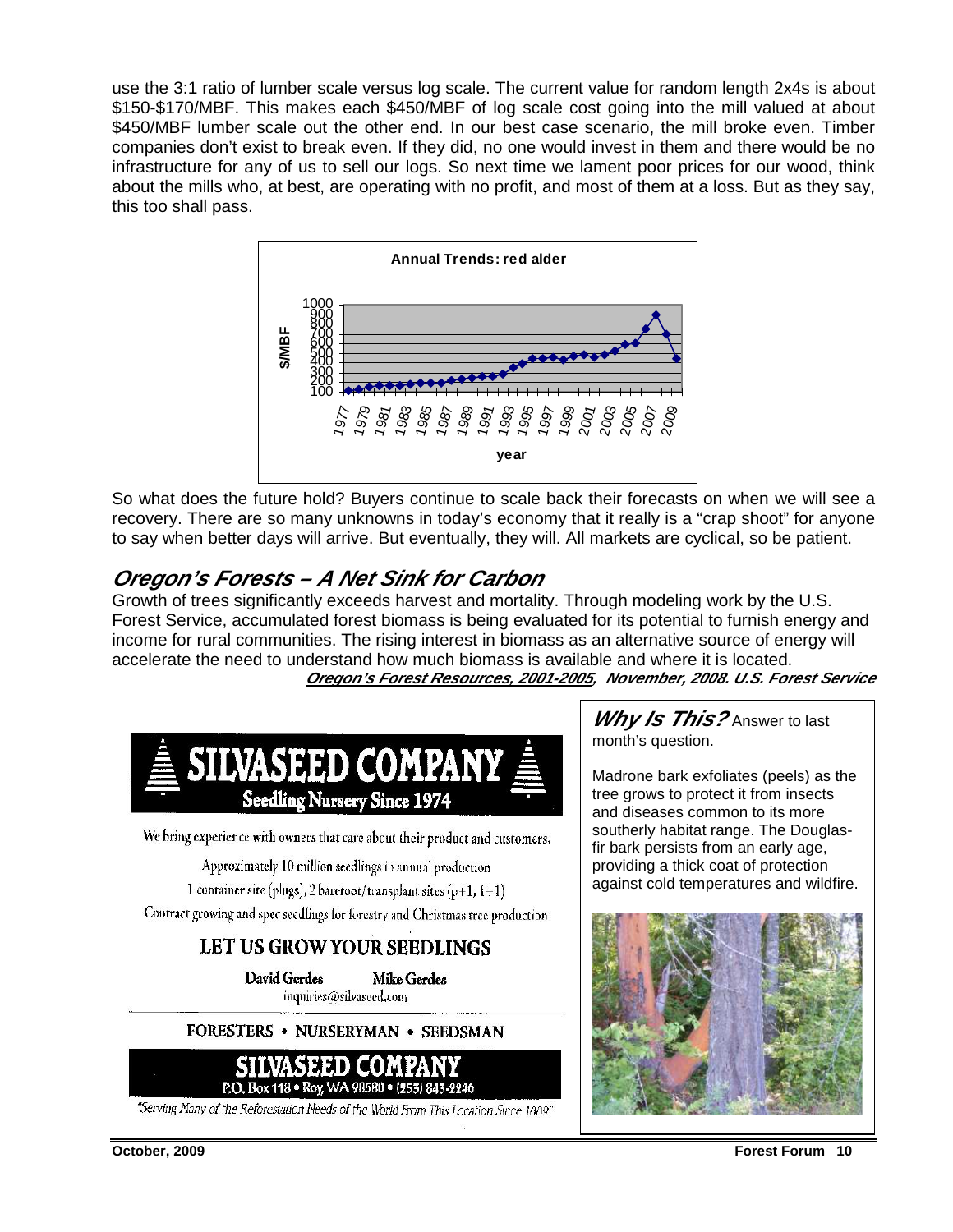use the 3:1 ratio of lumber scale versus log scale. The current value for random length 2x4s is about $150-$170/MBF. This makes each $450/MBF of log scale cost going into the mill valued at about $450/MBF lumber scale out the other end. In our best case scenario, the mill broke even. Timber companies don't exist to break even. If they did, no one would invest in them and there would be no infrastructure for any of us to sell our logs. So next time we lament poor prices for our wood, think about the mills who, at best, are operating with no profit, and most of them at a loss. But as they say, this too shall pass.

**Annual Trends: red alder**

So what does the future hold? Buyers continue to scale back their forecasts on when we will see a recovery. There are so many unknowns in today's economy that it really is a "crap shoot" for anyone to say when better days will arrive. But eventually, they will. All markets are cyclical, so be patient.

## *Oregon's Forests – A Net Sink for Carbon*

Growth of trees significantly exceeds harvest and mortality. Through modeling work by the U.S. Forest Service, accumulated forest biomass is being evaluated for its potential to furnish energy and income for rural communities. The rising interest in biomass as an alternative source of energy will accelerate the need to understand how much biomass is available and where it is located.

***Oregon's Forest Resources, 2001-2005, November, 2008. U.S. Forest Service***

**SILVASEED COMPANY**

**Seedling Nursery Since 1974**

We bring experience with owners that care about their product and customers.

Approximately 10 million seedlings in annual production

1 container site (plugs), 2 bareroot/transplant sites (p+1, 1+1)

Contract growing and spec seedlings for forestry and Christmas tree production

**LET US GROW YOUR SEEDLINGS**

David Gerdes — Mike Gerdes

inquiries@silvaseed.com

FORESTERS • NURSERYMAN • SEEDSMAN

**SILVASEED COMPANY**

P.O. Box 118 • Roy, WA 98580 • (253) 843-2246

*"Serving Many of the Reforestation Needs of the World From This Location Since 1889"*

***Why Is This?*** Answer to last month's question.

Madrone bark exfoliates (peels) as the tree grows to protect it from insects and diseases common to its more southerly habitat range. The Douglas-fir bark persists from an early age, providing a thick coat of protection against cold temperatures and wildfire.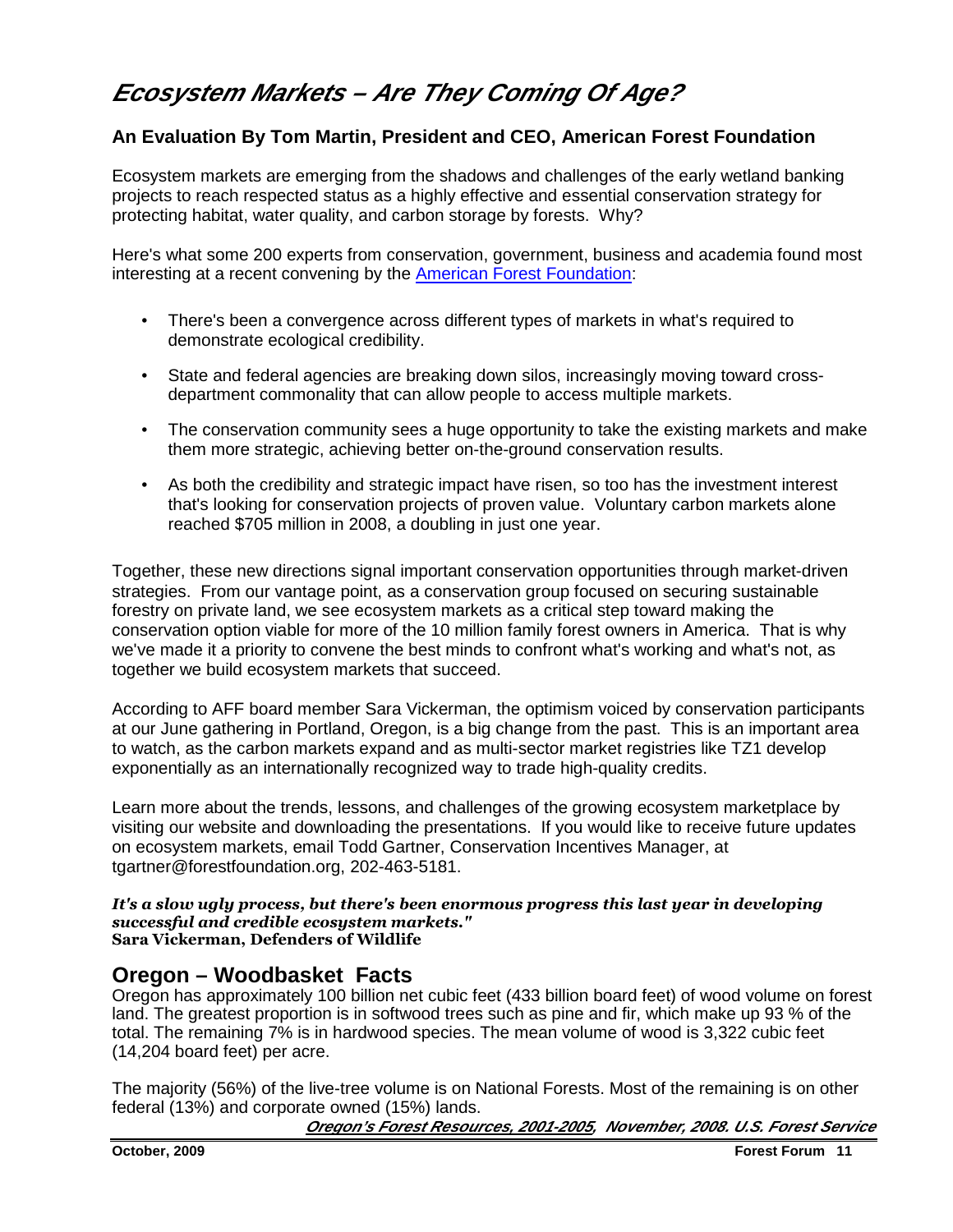# *Ecosystem Markets – Are They Coming Of Age?*

### An Evaluation By Tom Martin, President and CEO, American Forest Foundation

Ecosystem markets are emerging from the shadows and challenges of the early wetland banking projects to reach respected status as a highly effective and essential conservation strategy for protecting habitat, water quality, and carbon storage by forests. Why?

Here's what some 200 experts from conservation, government, business and academia found most interesting at a recent convening by the American Forest Foundation:

- There's been a convergence across different types of markets in what's required to demonstrate ecological credibility.
- State and federal agencies are breaking down silos, increasingly moving toward cross-department commonality that can allow people to access multiple markets.
- The conservation community sees a huge opportunity to take the existing markets and make them more strategic, achieving better on-the-ground conservation results.
- As both the credibility and strategic impact have risen, so too has the investment interest that's looking for conservation projects of proven value. Voluntary carbon markets alone reached $705 million in 2008, a doubling in just one year.

Together, these new directions signal important conservation opportunities through market-driven strategies. From our vantage point, as a conservation group focused on securing sustainable forestry on private land, we see ecosystem markets as a critical step toward making the conservation option viable for more of the 10 million family forest owners in America. That is why we've made it a priority to convene the best minds to confront what's working and what's not, as together we build ecosystem markets that succeed.

According to AFF board member Sara Vickerman, the optimism voiced by conservation participants at our June gathering in Portland, Oregon, is a big change from the past. This is an important area to watch, as the carbon markets expand and as multi-sector market registries like TZ1 develop exponentially as an internationally recognized way to trade high-quality credits.

Learn more about the trends, lessons, and challenges of the growing ecosystem marketplace by visiting our website and downloading the presentations. If you would like to receive future updates on ecosystem markets, email Todd Gartner, Conservation Incentives Manager, at tgartner@forestfoundation.org, 202-463-5181.

***It's a slow ugly process, but there's been enormous progress this last year in developing successful and credible ecosystem markets."***
**Sara Vickerman, Defenders of Wildlife**

## Oregon – Woodbasket Facts

Oregon has approximately 100 billion net cubic feet (433 billion board feet) of wood volume on forest land. The greatest proportion is in softwood trees such as pine and fir, which make up 93 % of the total. The remaining 7% is in hardwood species. The mean volume of wood is 3,322 cubic feet (14,204 board feet) per acre.

The majority (56%) of the live-tree volume is on National Forests. Most of the remaining is on other federal (13%) and corporate owned (15%) lands.

***Oregon's Forest Resources, 2001-2005, November, 2008. U.S. Forest Service***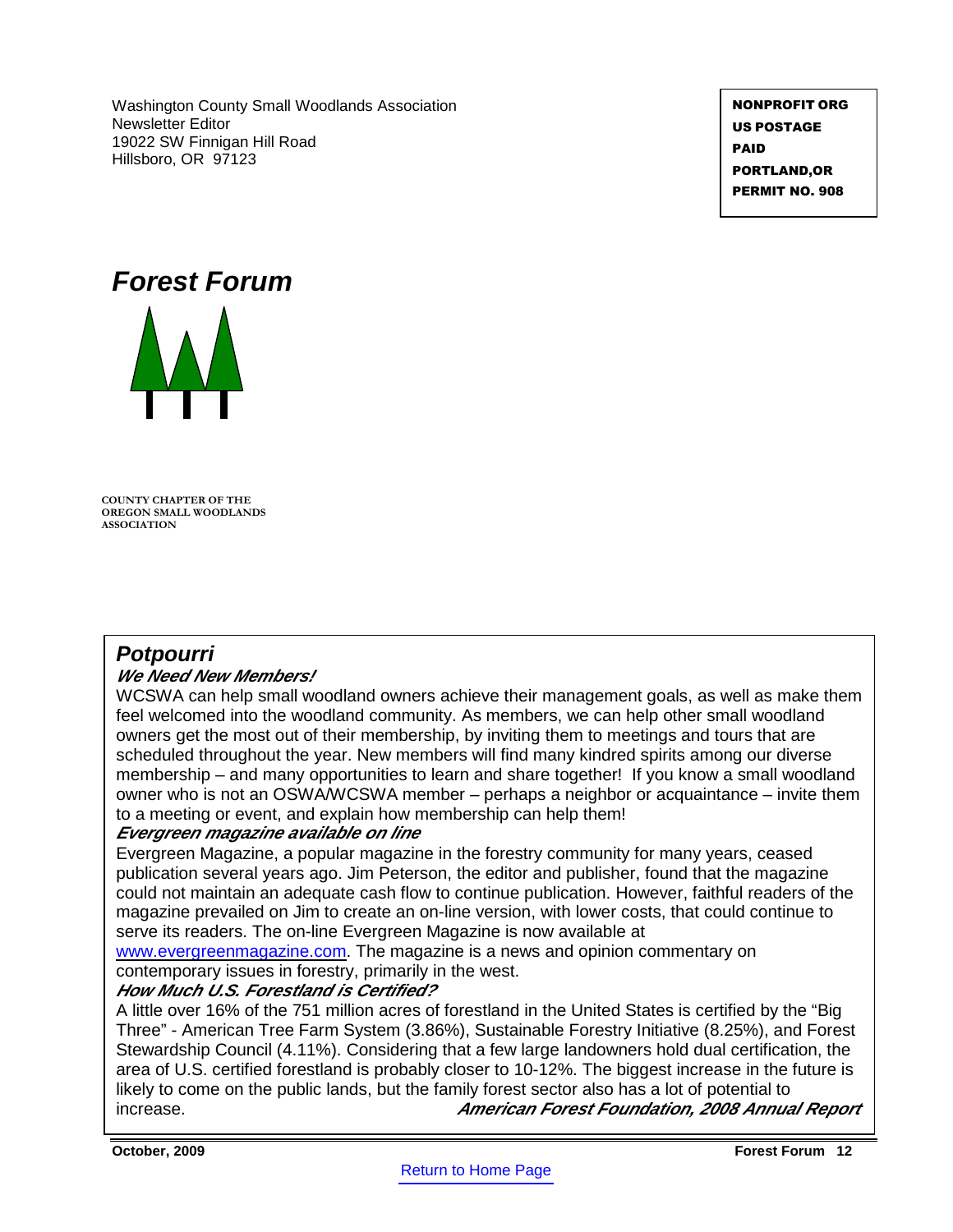Washington County Small Woodlands Association
Newsletter Editor
19022 SW Finnigan Hill Road
Hillsboro, OR 97123

**NONPROFIT ORG**
**US POSTAGE**
**PAID**
**PORTLAND,OR**
**PERMIT NO. 908**

# *Forest Forum*

**COUNTY CHAPTER OF THE OREGON SMALL WOODLANDS ASSOCIATION**

## *Potpourri*

### *We Need New Members!*

WCSWA can help small woodland owners achieve their management goals, as well as make them feel welcomed into the woodland community. As members, we can help other small woodland owners get the most out of their membership, by inviting them to meetings and tours that are scheduled throughout the year. New members will find many kindred spirits among our diverse membership – and many opportunities to learn and share together! If you know a small woodland owner who is not an OSWA/WCSWA member – perhaps a neighbor or acquaintance – invite them to a meeting or event, and explain how membership can help them!

### *Evergreen magazine available on line*

Evergreen Magazine, a popular magazine in the forestry community for many years, ceased publication several years ago. Jim Peterson, the editor and publisher, found that the magazine could not maintain an adequate cash flow to continue publication. However, faithful readers of the magazine prevailed on Jim to create an on-line version, with lower costs, that could continue to serve its readers. The on-line Evergreen Magazine is now available at www.evergreenmagazine.com. The magazine is a news and opinion commentary on contemporary issues in forestry, primarily in the west.

### *How Much U.S. Forestland is Certified?*

A little over 16% of the 751 million acres of forestland in the United States is certified by the "Big Three" - American Tree Farm System (3.86%), Sustainable Forestry Initiative (8.25%), and Forest Stewardship Council (4.11%). Considering that a few large landowners hold dual certification, the area of U.S. certified forestland is probably closer to 10-12%. The biggest increase in the future is likely to come on the public lands, but the family forest sector also has a lot of potential to increase.

***American Forest Foundation, 2008 Annual Report***

Return to Home Page